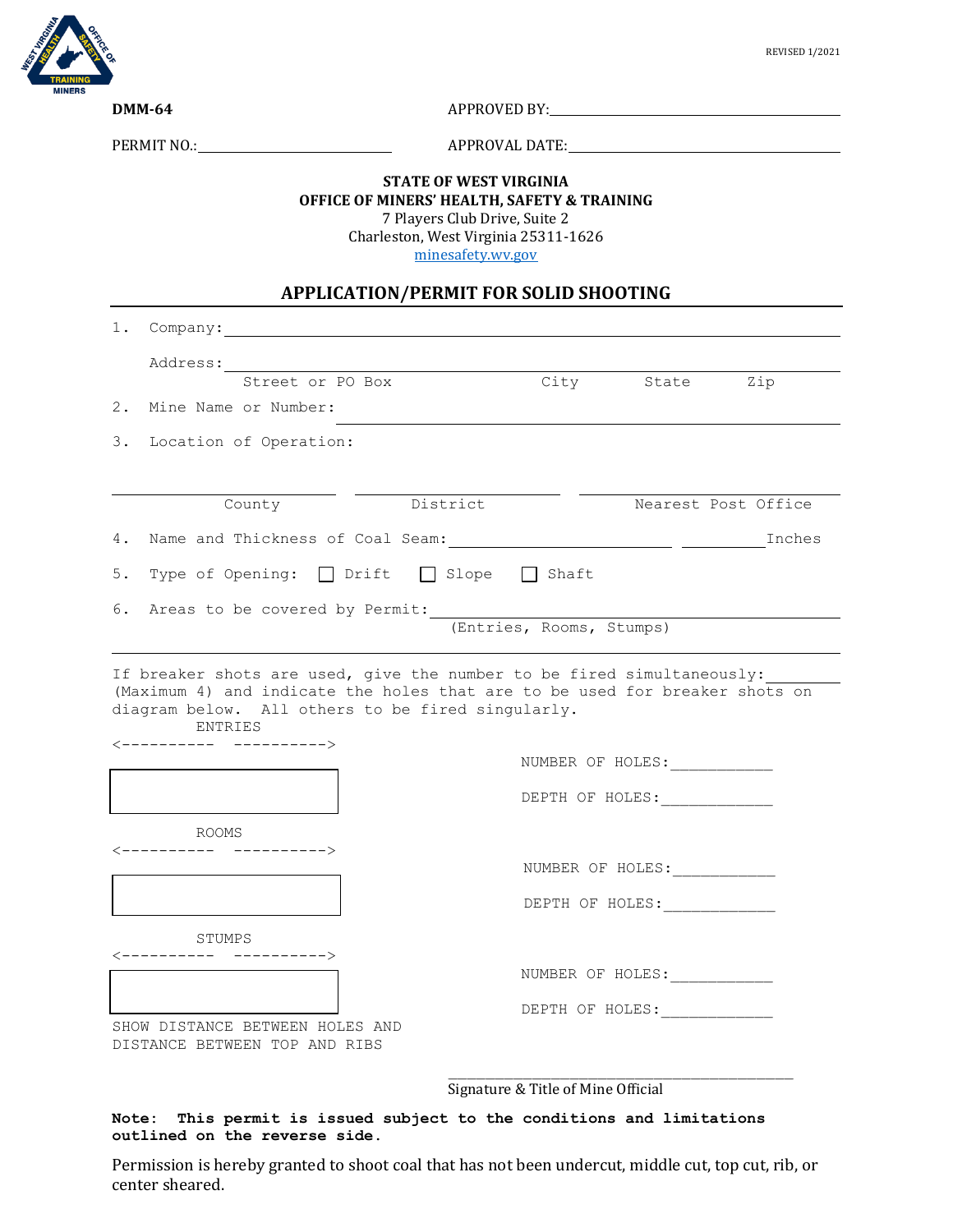REVISED 1/2021

**DMM-64**

APPROVED BY: ______________________________

PERMIT NO.: ______________________ APPROVAL DATE: ______________________________

**STATE OF WEST VIRGINIA**
**OFFICE OF MINERS' HEALTH, SAFETY & TRAINING**
7 Players Club Drive, Suite 2
Charleston, West Virginia 25311-1626
minesafety.wv.gov

## APPLICATION/PERMIT FOR SOLID SHOOTING

1. Company: ____________________________________________

   Address: ____________________________________________
   Street or PO Box — City — State — Zip

2. Mine Name or Number: ____________________________________________

3. Location of Operation:

   ______________ County ______________ District ______________ Nearest Post Office

4. Name and Thickness of Coal Seam: ______________________ __________Inches

5. Type of Opening: ☐ Drift ☐ Slope ☐ Shaft

6. Areas to be covered by Permit: ____________________________________________
   (Entries, Rooms, Stumps)

If breaker shots are used, give the number to be fired simultaneously:________ (Maximum 4) and indicate the holes that are to be used for breaker shots on diagram below. All others to be fired singularly.

ENTRIES
<---------- ---------->

NUMBER OF HOLES:___________

DEPTH OF HOLES:____________

ROOMS
<---------- ---------->

NUMBER OF HOLES:___________

DEPTH OF HOLES:____________

STUMPS
<---------- ---------->

NUMBER OF HOLES:___________

DEPTH OF HOLES:____________

SHOW DISTANCE BETWEEN HOLES AND DISTANCE BETWEEN TOP AND RIBS

______________________________________________
Signature & Title of Mine Official

**Note: This permit is issued subject to the conditions and limitations outlined on the reverse side.**

Permission is hereby granted to shoot coal that has not been undercut, middle cut, top cut, rib, or center sheared.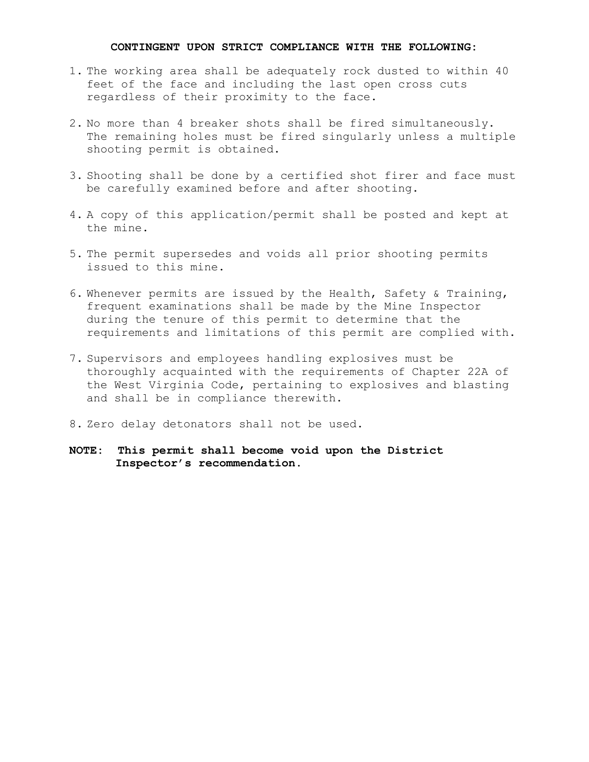**CONTINGENT UPON STRICT COMPLIANCE WITH THE FOLLOWING:**

1. The working area shall be adequately rock dusted to within 40 feet of the face and including the last open cross cuts regardless of their proximity to the face.

2. No more than 4 breaker shots shall be fired simultaneously. The remaining holes must be fired singularly unless a multiple shooting permit is obtained.

3. Shooting shall be done by a certified shot firer and face must be carefully examined before and after shooting.

4. A copy of this application/permit shall be posted and kept at the mine.

5. The permit supersedes and voids all prior shooting permits issued to this mine.

6. Whenever permits are issued by the Health, Safety & Training, frequent examinations shall be made by the Mine Inspector during the tenure of this permit to determine that the requirements and limitations of this permit are complied with.

7. Supervisors and employees handling explosives must be thoroughly acquainted with the requirements of Chapter 22A of the West Virginia Code, pertaining to explosives and blasting and shall be in compliance therewith.

8. Zero delay detonators shall not be used.

**NOTE: This permit shall become void upon the District Inspector's recommendation.**